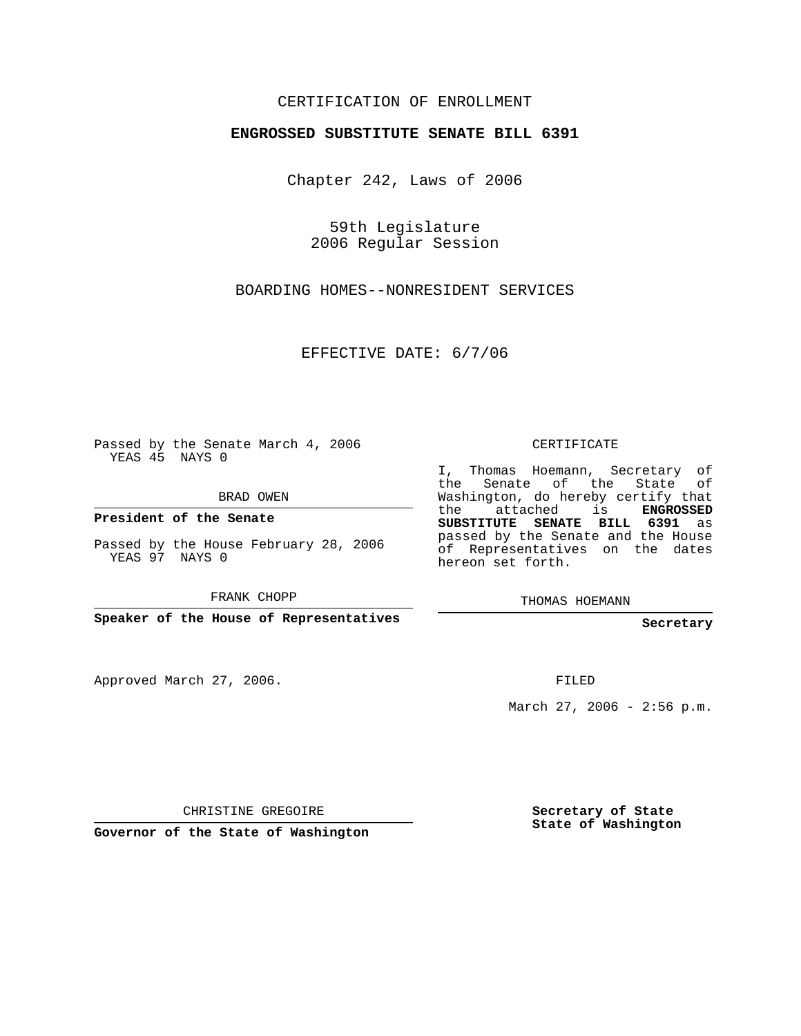CERTIFICATION OF ENROLLMENT

**ENGROSSED SUBSTITUTE SENATE BILL 6391**

Chapter 242, Laws of 2006

59th Legislature
2006 Regular Session

BOARDING HOMES--NONRESIDENT SERVICES

EFFECTIVE DATE: 6/7/06

Passed by the Senate March 4, 2006
YEAS 45 NAYS 0

BRAD OWEN

**President of the Senate**

Passed by the House February 28, 2006
YEAS 97 NAYS 0

FRANK CHOPP

**Speaker of the House of Representatives**

Approved March 27, 2006.

CHRISTINE GREGOIRE

**Governor of the State of Washington**

CERTIFICATE

I, Thomas Hoemann, Secretary of the Senate of the State of Washington, do hereby certify that the attached is **ENGROSSED SUBSTITUTE SENATE BILL 6391** as passed by the Senate and the House of Representatives on the dates hereon set forth.

THOMAS HOEMANN

**Secretary**

FILED

March 27, 2006 - 2:56 p.m.

**Secretary of State**
**State of Washington**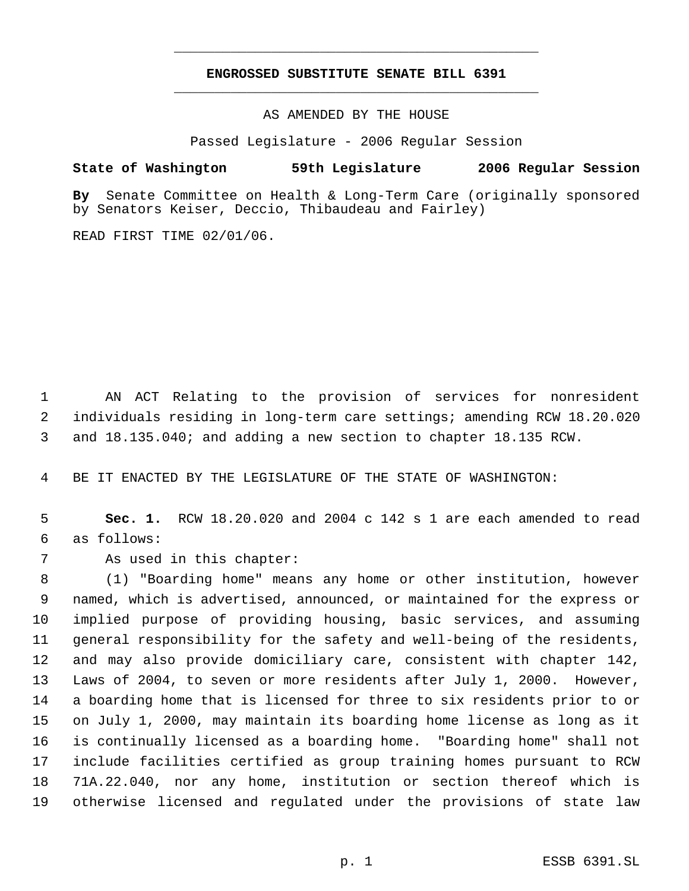**ENGROSSED SUBSTITUTE SENATE BILL 6391**

AS AMENDED BY THE HOUSE

Passed Legislature - 2006 Regular Session

**State of Washington 59th Legislature 2006 Regular Session**

**By** Senate Committee on Health & Long-Term Care (originally sponsored by Senators Keiser, Deccio, Thibaudeau and Fairley)

READ FIRST TIME 02/01/06.

AN ACT Relating to the provision of services for nonresident individuals residing in long-term care settings; amending RCW 18.20.020 and 18.135.040; and adding a new section to chapter 18.135 RCW.

BE IT ENACTED BY THE LEGISLATURE OF THE STATE OF WASHINGTON:

**Sec. 1.** RCW 18.20.020 and 2004 c 142 s 1 are each amended to read as follows:

As used in this chapter:

(1) "Boarding home" means any home or other institution, however named, which is advertised, announced, or maintained for the express or implied purpose of providing housing, basic services, and assuming general responsibility for the safety and well-being of the residents, and may also provide domiciliary care, consistent with chapter 142, Laws of 2004, to seven or more residents after July 1, 2000. However, a boarding home that is licensed for three to six residents prior to or on July 1, 2000, may maintain its boarding home license as long as it is continually licensed as a boarding home. "Boarding home" shall not include facilities certified as group training homes pursuant to RCW 71A.22.040, nor any home, institution or section thereof which is otherwise licensed and regulated under the provisions of state law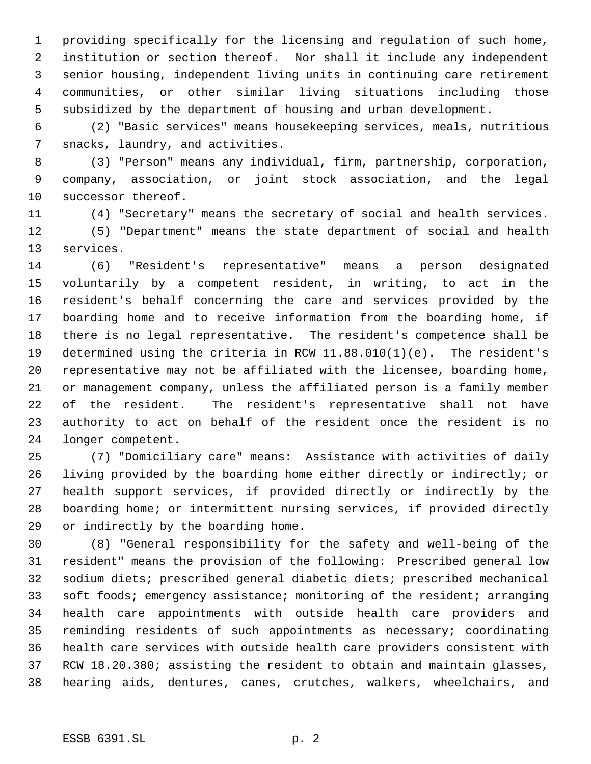providing specifically for the licensing and regulation of such home, institution or section thereof. Nor shall it include any independent senior housing, independent living units in continuing care retirement communities, or other similar living situations including those subsidized by the department of housing and urban development.

(2) "Basic services" means housekeeping services, meals, nutritious snacks, laundry, and activities.

(3) "Person" means any individual, firm, partnership, corporation, company, association, or joint stock association, and the legal successor thereof.

(4) "Secretary" means the secretary of social and health services.

(5) "Department" means the state department of social and health services.

(6) "Resident's representative" means a person designated voluntarily by a competent resident, in writing, to act in the resident's behalf concerning the care and services provided by the boarding home and to receive information from the boarding home, if there is no legal representative. The resident's competence shall be determined using the criteria in RCW 11.88.010(1)(e). The resident's representative may not be affiliated with the licensee, boarding home, or management company, unless the affiliated person is a family member of the resident. The resident's representative shall not have authority to act on behalf of the resident once the resident is no longer competent.

(7) "Domiciliary care" means: Assistance with activities of daily living provided by the boarding home either directly or indirectly; or health support services, if provided directly or indirectly by the boarding home; or intermittent nursing services, if provided directly or indirectly by the boarding home.

(8) "General responsibility for the safety and well-being of the resident" means the provision of the following: Prescribed general low sodium diets; prescribed general diabetic diets; prescribed mechanical soft foods; emergency assistance; monitoring of the resident; arranging health care appointments with outside health care providers and reminding residents of such appointments as necessary; coordinating health care services with outside health care providers consistent with RCW 18.20.380; assisting the resident to obtain and maintain glasses, hearing aids, dentures, canes, crutches, walkers, wheelchairs, and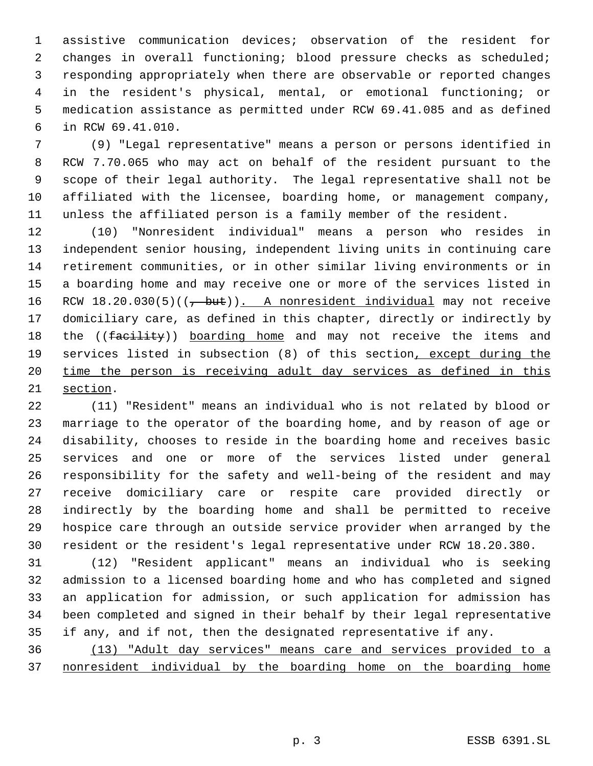assistive communication devices; observation of the resident for changes in overall functioning; blood pressure checks as scheduled; responding appropriately when there are observable or reported changes in the resident's physical, mental, or emotional functioning; or medication assistance as permitted under RCW 69.41.085 and as defined in RCW 69.41.010.

(9) "Legal representative" means a person or persons identified in RCW 7.70.065 who may act on behalf of the resident pursuant to the scope of their legal authority. The legal representative shall not be affiliated with the licensee, boarding home, or management company, unless the affiliated person is a family member of the resident.

(10) "Nonresident individual" means a person who resides in independent senior housing, independent living units in continuing care retirement communities, or in other similar living environments or in a boarding home and may receive one or more of the services listed in RCW 18.20.030(5)((~~, but~~)). A nonresident individual may not receive domiciliary care, as defined in this chapter, directly or indirectly by the ((~~facility~~)) boarding home and may not receive the items and services listed in subsection (8) of this section, except during the time the person is receiving adult day services as defined in this section.

(11) "Resident" means an individual who is not related by blood or marriage to the operator of the boarding home, and by reason of age or disability, chooses to reside in the boarding home and receives basic services and one or more of the services listed under general responsibility for the safety and well-being of the resident and may receive domiciliary care or respite care provided directly or indirectly by the boarding home and shall be permitted to receive hospice care through an outside service provider when arranged by the resident or the resident's legal representative under RCW 18.20.380.

(12) "Resident applicant" means an individual who is seeking admission to a licensed boarding home and who has completed and signed an application for admission, or such application for admission has been completed and signed in their behalf by their legal representative if any, and if not, then the designated representative if any.

(13) "Adult day services" means care and services provided to a nonresident individual by the boarding home on the boarding home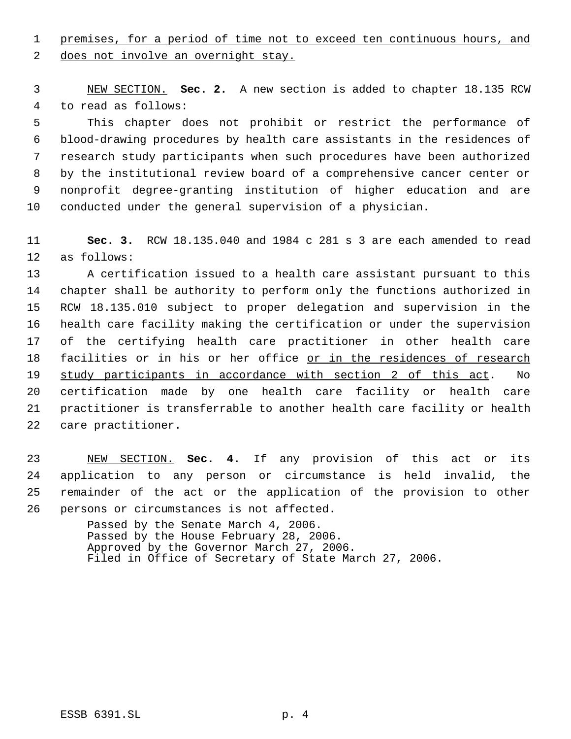premises, for a period of time not to exceed ten continuous hours, and does not involve an overnight stay.

NEW SECTION. **Sec. 2.** A new section is added to chapter 18.135 RCW to read as follows:

This chapter does not prohibit or restrict the performance of blood-drawing procedures by health care assistants in the residences of research study participants when such procedures have been authorized by the institutional review board of a comprehensive cancer center or nonprofit degree-granting institution of higher education and are conducted under the general supervision of a physician.

**Sec. 3.** RCW 18.135.040 and 1984 c 281 s 3 are each amended to read as follows:

A certification issued to a health care assistant pursuant to this chapter shall be authority to perform only the functions authorized in RCW 18.135.010 subject to proper delegation and supervision in the health care facility making the certification or under the supervision of the certifying health care practitioner in other health care facilities or in his or her office or in the residences of research study participants in accordance with section 2 of this act. No certification made by one health care facility or health care practitioner is transferrable to another health care facility or health care practitioner.

NEW SECTION. **Sec. 4.** If any provision of this act or its application to any person or circumstance is held invalid, the remainder of the act or the application of the provision to other persons or circumstances is not affected.

Passed by the Senate March 4, 2006.
Passed by the House February 28, 2006.
Approved by the Governor March 27, 2006.
Filed in Office of Secretary of State March 27, 2006.